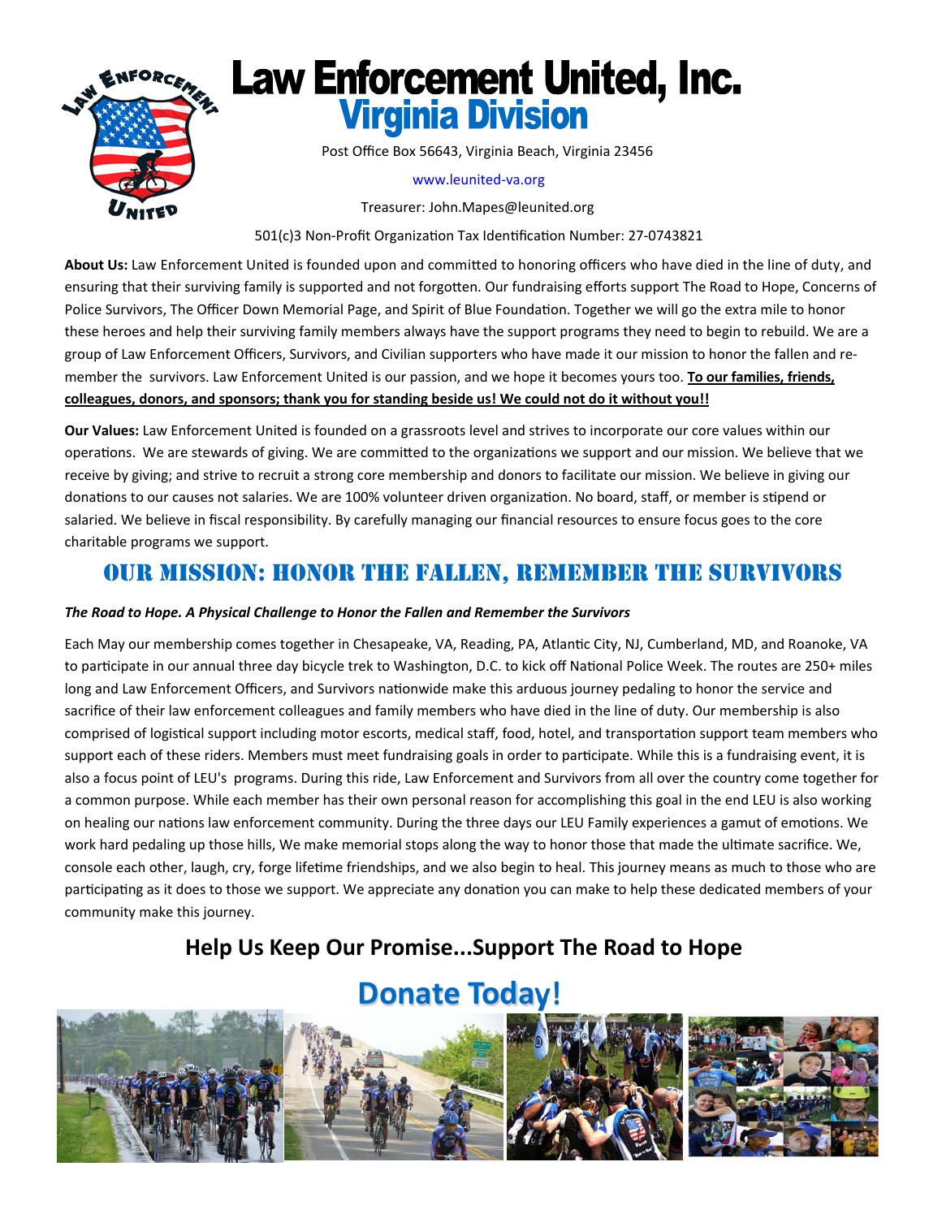# Law Enforcement United, Inc.
## Virginia Division

Post Office Box 56643, Virginia Beach, Virginia 23456

www.leunited-va.org

Treasurer: John.Mapes@leunited.org

501(c)3 Non-Profit Organization Tax Identification Number: 27-0743821

**About Us:** Law Enforcement United is founded upon and committed to honoring officers who have died in the line of duty, and ensuring that their surviving family is supported and not forgotten. Our fundraising efforts support The Road to Hope, Concerns of Police Survivors, The Officer Down Memorial Page, and Spirit of Blue Foundation. Together we will go the extra mile to honor these heroes and help their surviving family members always have the support programs they need to begin to rebuild. We are a group of Law Enforcement Officers, Survivors, and Civilian supporters who have made it our mission to honor the fallen and remember the survivors. Law Enforcement United is our passion, and we hope it becomes yours too. **To our families, friends, colleagues, donors, and sponsors; thank you for standing beside us! We could not do it without you!!**

**Our Values:** Law Enforcement United is founded on a grassroots level and strives to incorporate our core values within our operations. We are stewards of giving. We are committed to the organizations we support and our mission. We believe that we receive by giving; and strive to recruit a strong core membership and donors to facilitate our mission. We believe in giving our donations to our causes not salaries. We are 100% volunteer driven organization. No board, staff, or member is stipend or salaried. We believe in fiscal responsibility. By carefully managing our financial resources to ensure focus goes to the core charitable programs we support.

## Our Mission: Honor the Fallen, Remember the Survivors

***The Road to Hope. A Physical Challenge to Honor the Fallen and Remember the Survivors***

Each May our membership comes together in Chesapeake, VA, Reading, PA, Atlantic City, NJ, Cumberland, MD, and Roanoke, VA to participate in our annual three day bicycle trek to Washington, D.C. to kick off National Police Week. The routes are 250+ miles long and Law Enforcement Officers, and Survivors nationwide make this arduous journey pedaling to honor the service and sacrifice of their law enforcement colleagues and family members who have died in the line of duty. Our membership is also comprised of logistical support including motor escorts, medical staff, food, hotel, and transportation support team members who support each of these riders. Members must meet fundraising goals in order to participate. While this is a fundraising event, it is also a focus point of LEU's programs. During this ride, Law Enforcement and Survivors from all over the country come together for a common purpose. While each member has their own personal reason for accomplishing this goal in the end LEU is also working on healing our nations law enforcement community. During the three days our LEU Family experiences a gamut of emotions. We work hard pedaling up those hills, We make memorial stops along the way to honor those that made the ultimate sacrifice. We, console each other, laugh, cry, forge lifetime friendships, and we also begin to heal. This journey means as much to those who are participating as it does to those we support. We appreciate any donation you can make to help these dedicated members of your community make this journey.

### Help Us Keep Our Promise...Support The Road to Hope

## Donate Today!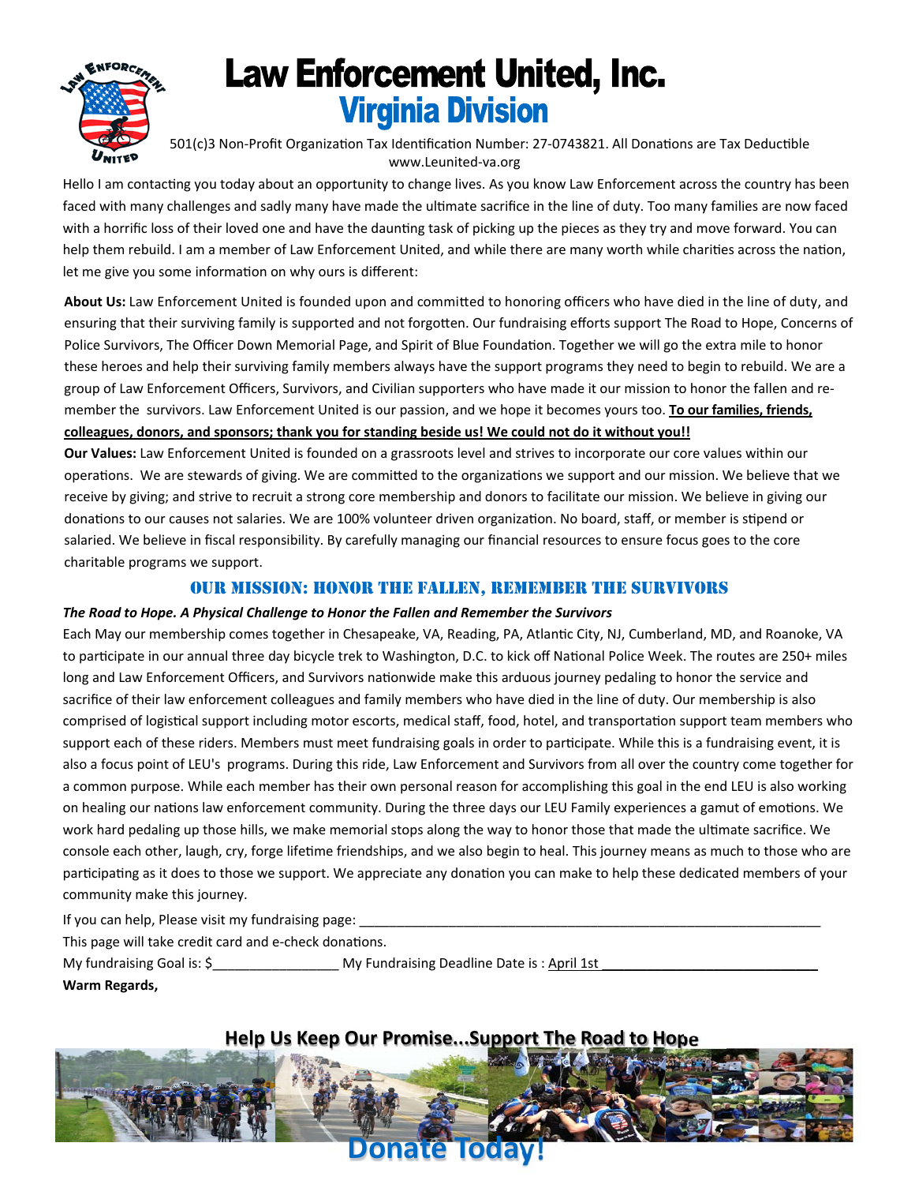# Law Enforcement United, Inc.

## Virginia Division

501(c)3 Non-Profit Organization Tax Identification Number: 27-0743821. All Donations are Tax Deductible
www.Leunited-va.org

Hello I am contacting you today about an opportunity to change lives. As you know Law Enforcement across the country has been faced with many challenges and sadly many have made the ultimate sacrifice in the line of duty. Too many families are now faced with a horrific loss of their loved one and have the daunting task of picking up the pieces as they try and move forward. You can help them rebuild. I am a member of Law Enforcement United, and while there are many worth while charities across the nation, let me give you some information on why ours is different:

**About Us:** Law Enforcement United is founded upon and committed to honoring officers who have died in the line of duty, and ensuring that their surviving family is supported and not forgotten. Our fundraising efforts support The Road to Hope, Concerns of Police Survivors, The Officer Down Memorial Page, and Spirit of Blue Foundation. Together we will go the extra mile to honor these heroes and help their surviving family members always have the support programs they need to begin to rebuild. We are a group of Law Enforcement Officers, Survivors, and Civilian supporters who have made it our mission to honor the fallen and re-member the survivors. Law Enforcement United is our passion, and we hope it becomes yours too. **To our families, friends, colleagues, donors, and sponsors; thank you for standing beside us! We could not do it without you!!**

**Our Values:** Law Enforcement United is founded on a grassroots level and strives to incorporate our core values within our operations. We are stewards of giving. We are committed to the organizations we support and our mission. We believe that we receive by giving; and strive to recruit a strong core membership and donors to facilitate our mission. We believe in giving our donations to our causes not salaries. We are 100% volunteer driven organization. No board, staff, or member is stipend or salaried. We believe in fiscal responsibility. By carefully managing our financial resources to ensure focus goes to the core charitable programs we support.

### Our Mission: Honor the Fallen, Remember the Survivors

***The Road to Hope. A Physical Challenge to Honor the Fallen and Remember the Survivors***

Each May our membership comes together in Chesapeake, VA, Reading, PA, Atlantic City, NJ, Cumberland, MD, and Roanoke, VA to participate in our annual three day bicycle trek to Washington, D.C. to kick off National Police Week. The routes are 250+ miles long and Law Enforcement Officers, and Survivors nationwide make this arduous journey pedaling to honor the service and sacrifice of their law enforcement colleagues and family members who have died in the line of duty. Our membership is also comprised of logistical support including motor escorts, medical staff, food, hotel, and transportation support team members who support each of these riders. Members must meet fundraising goals in order to participate. While this is a fundraising event, it is also a focus point of LEU's programs. During this ride, Law Enforcement and Survivors from all over the country come together for a common purpose. While each member has their own personal reason for accomplishing this goal in the end LEU is also working on healing our nations law enforcement community. During the three days our LEU Family experiences a gamut of emotions. We work hard pedaling up those hills, we make memorial stops along the way to honor those that made the ultimate sacrifice. We console each other, laugh, cry, forge lifetime friendships, and we also begin to heal. This journey means as much to those who are participating as it does to those we support. We appreciate any donation you can make to help these dedicated members of your community make this journey.

If you can help, Please visit my fundraising page: ______________________________________________

This page will take credit card and e-check donations.

My fundraising Goal is: $________________ My Fundraising Deadline Date is : April 1st ______________________

**Warm Regards,**

**Help Us Keep Our Promise...Support The Road to Hope**

**Donate Today!**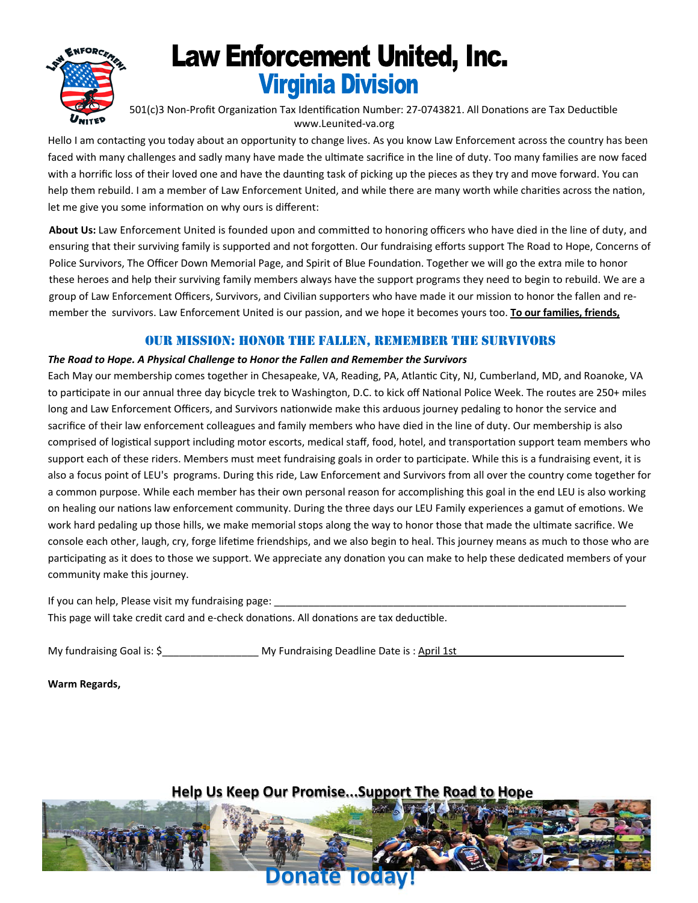# Law Enforcement United, Inc.

## Virginia Division

501(c)3 Non-Profit Organization Tax Identification Number: 27-0743821. All Donations are Tax Deductible
www.Leunited-va.org

Hello I am contacting you today about an opportunity to change lives. As you know Law Enforcement across the country has been faced with many challenges and sadly many have made the ultimate sacrifice in the line of duty. Too many families are now faced with a horrific loss of their loved one and have the daunting task of picking up the pieces as they try and move forward. You can help them rebuild. I am a member of Law Enforcement United, and while there are many worth while charities across the nation, let me give you some information on why ours is different:

**About Us:** Law Enforcement United is founded upon and committed to honoring officers who have died in the line of duty, and ensuring that their surviving family is supported and not forgotten. Our fundraising efforts support The Road to Hope, Concerns of Police Survivors, The Officer Down Memorial Page, and Spirit of Blue Foundation. Together we will go the extra mile to honor these heroes and help their surviving family members always have the support programs they need to begin to rebuild. We are a group of Law Enforcement Officers, Survivors, and Civilian supporters who have made it our mission to honor the fallen and remember the survivors. Law Enforcement United is our passion, and we hope it becomes yours too. **To our families, friends,**

### Our Mission: Honor the Fallen, Remember the Survivors

***The Road to Hope. A Physical Challenge to Honor the Fallen and Remember the Survivors***

Each May our membership comes together in Chesapeake, VA, Reading, PA, Atlantic City, NJ, Cumberland, MD, and Roanoke, VA to participate in our annual three day bicycle trek to Washington, D.C. to kick off National Police Week. The routes are 250+ miles long and Law Enforcement Officers, and Survivors nationwide make this arduous journey pedaling to honor the service and sacrifice of their law enforcement colleagues and family members who have died in the line of duty. Our membership is also comprised of logistical support including motor escorts, medical staff, food, hotel, and transportation support team members who support each of these riders. Members must meet fundraising goals in order to participate. While this is a fundraising event, it is also a focus point of LEU's programs. During this ride, Law Enforcement and Survivors from all over the country come together for a common purpose. While each member has their own personal reason for accomplishing this goal in the end LEU is also working on healing our nations law enforcement community. During the three days our LEU Family experiences a gamut of emotions. We work hard pedaling up those hills, we make memorial stops along the way to honor those that made the ultimate sacrifice. We console each other, laugh, cry, forge lifetime friendships, and we also begin to heal. This journey means as much to those who are participating as it does to those we support. We appreciate any donation you can make to help these dedicated members of your community make this journey.

If you can help, Please visit my fundraising page: ________________________________________________________________
This page will take credit card and e-check donations. All donations are tax deductible.

My fundraising Goal is: $_________________ My Fundraising Deadline Date is : April 1st

**Warm Regards,**

**Help Us Keep Our Promise...Support The Road to Hope**

**Donate Today!**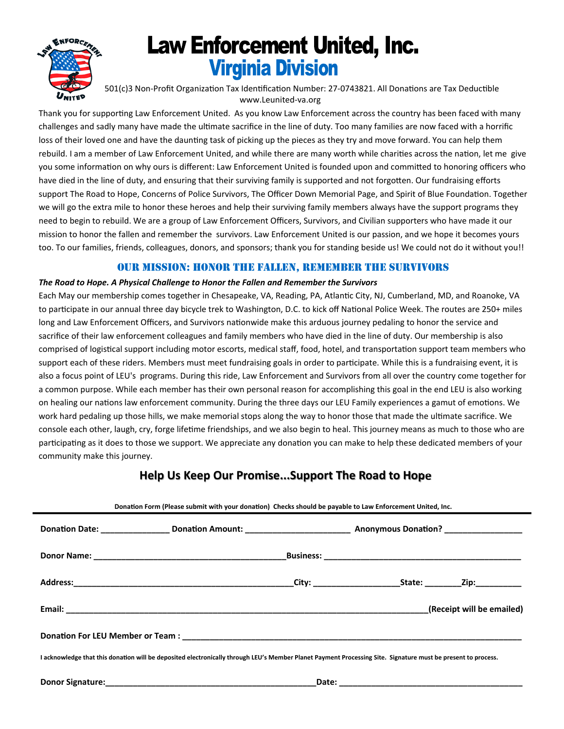# Law Enforcement United, Inc.
## Virginia Division

501(c)3 Non-Profit Organization Tax Identification Number: 27-0743821. All Donations are Tax Deductible
www.Leunited-va.org

Thank you for supporting Law Enforcement United. As you know Law Enforcement across the country has been faced with many challenges and sadly many have made the ultimate sacrifice in the line of duty. Too many families are now faced with a horrific loss of their loved one and have the daunting task of picking up the pieces as they try and move forward. You can help them rebuild. I am a member of Law Enforcement United, and while there are many worth while charities across the nation, let me give you some information on why ours is different: Law Enforcement United is founded upon and committed to honoring officers who have died in the line of duty, and ensuring that their surviving family is supported and not forgotten. Our fundraising efforts support The Road to Hope, Concerns of Police Survivors, The Officer Down Memorial Page, and Spirit of Blue Foundation. Together we will go the extra mile to honor these heroes and help their surviving family members always have the support programs they need to begin to rebuild. We are a group of Law Enforcement Officers, Survivors, and Civilian supporters who have made it our mission to honor the fallen and remember the survivors. Law Enforcement United is our passion, and we hope it becomes yours too. To our families, friends, colleagues, donors, and sponsors; thank you for standing beside us! We could not do it without you!!

## OUR MISSION: HONOR THE FALLEN, REMEMBER THE SURVIVORS

***The Road to Hope. A Physical Challenge to Honor the Fallen and Remember the Survivors***

Each May our membership comes together in Chesapeake, VA, Reading, PA, Atlantic City, NJ, Cumberland, MD, and Roanoke, VA to participate in our annual three day bicycle trek to Washington, D.C. to kick off National Police Week. The routes are 250+ miles long and Law Enforcement Officers, and Survivors nationwide make this arduous journey pedaling to honor the service and sacrifice of their law enforcement colleagues and family members who have died in the line of duty. Our membership is also comprised of logistical support including motor escorts, medical staff, food, hotel, and transportation support team members who support each of these riders. Members must meet fundraising goals in order to participate. While this is a fundraising event, it is also a focus point of LEU's programs. During this ride, Law Enforcement and Survivors from all over the country come together for a common purpose. While each member has their own personal reason for accomplishing this goal in the end LEU is also working on healing our nations law enforcement community. During the three days our LEU Family experiences a gamut of emotions. We work hard pedaling up those hills, we make memorial stops along the way to honor those that made the ultimate sacrifice. We console each other, laugh, cry, forge lifetime friendships, and we also begin to heal. This journey means as much to those who are participating as it does to those we support. We appreciate any donation you can make to help these dedicated members of your community make this journey.

## Help Us Keep Our Promise...Support The Road to Hope

**Donation Form (Please submit with your donation) Checks should be payable to Law Enforcement United, Inc.**

**Donation Date:** _______________ **Donation Amount:** _______________________ **Anonymous Donation?** _________________

**Donor Name:** __________________________________________ **Business:** ___________________________________________

**Address:** ________________________________________________ **City:** ___________________ **State:** ________ **Zip:** __________

**Email:** _______________________________________________________________________________ **(Receipt will be emailed)**

**Donation For LEU Member or Team :** __________________________________________________________________________

**I acknowledge that this donation will be deposited electronically through LEU's Member Planet Payment Processing Site. Signature must be present to process.**

**Donor Signature:** ______________________________________________ **Date:** ________________________________________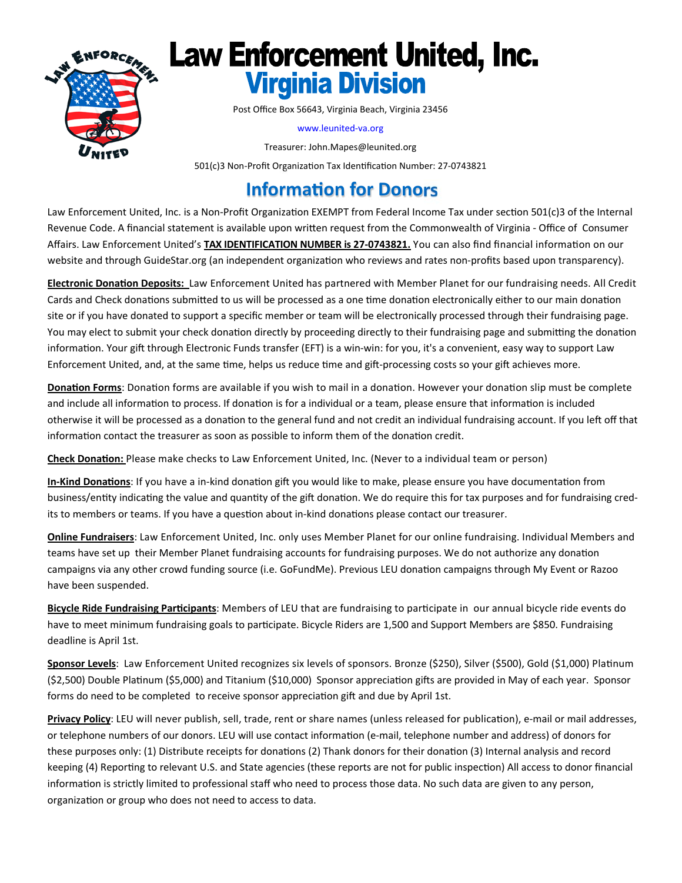# Law Enforcement United, Inc.
## Virginia Division

Post Office Box 56643, Virginia Beach, Virginia 23456

www.leunited-va.org

Treasurer: John.Mapes@leunited.org

501(c)3 Non-Profit Organization Tax Identification Number: 27-0743821

## Information for Donors

Law Enforcement United, Inc. is a Non-Profit Organization EXEMPT from Federal Income Tax under section 501(c)3 of the Internal Revenue Code. A financial statement is available upon written request from the Commonwealth of Virginia - Office of Consumer Affairs. Law Enforcement United's **TAX IDENTIFICATION NUMBER is 27-0743821.** You can also find financial information on our website and through GuideStar.org (an independent organization who reviews and rates non-profits based upon transparency).

**Electronic Donation Deposits:** Law Enforcement United has partnered with Member Planet for our fundraising needs. All Credit Cards and Check donations submitted to us will be processed as a one time donation electronically either to our main donation site or if you have donated to support a specific member or team will be electronically processed through their fundraising page. You may elect to submit your check donation directly by proceeding directly to their fundraising page and submitting the donation information. Your gift through Electronic Funds transfer (EFT) is a win-win: for you, it's a convenient, easy way to support Law Enforcement United, and, at the same time, helps us reduce time and gift-processing costs so your gift achieves more.

**Donation Forms**: Donation forms are available if you wish to mail in a donation. However your donation slip must be complete and include all information to process. If donation is for a individual or a team, please ensure that information is included otherwise it will be processed as a donation to the general fund and not credit an individual fundraising account. If you left off that information contact the treasurer as soon as possible to inform them of the donation credit.

**Check Donation:** Please make checks to Law Enforcement United, Inc. (Never to a individual team or person)

**In-Kind Donations**: If you have a in-kind donation gift you would like to make, please ensure you have documentation from business/entity indicating the value and quantity of the gift donation. We do require this for tax purposes and for fundraising credits to members or teams. If you have a question about in-kind donations please contact our treasurer.

**Online Fundraisers**: Law Enforcement United, Inc. only uses Member Planet for our online fundraising. Individual Members and teams have set up their Member Planet fundraising accounts for fundraising purposes. We do not authorize any donation campaigns via any other crowd funding source (i.e. GoFundMe). Previous LEU donation campaigns through My Event or Razoo have been suspended.

**Bicycle Ride Fundraising Participants**: Members of LEU that are fundraising to participate in our annual bicycle ride events do have to meet minimum fundraising goals to participate. Bicycle Riders are 1,500 and Support Members are $850. Fundraising deadline is April 1st.

**Sponsor Levels**: Law Enforcement United recognizes six levels of sponsors. Bronze ($250), Silver ($500), Gold ($1,000) Platinum ($2,500) Double Platinum ($5,000) and Titanium ($10,000) Sponsor appreciation gifts are provided in May of each year. Sponsor forms do need to be completed to receive sponsor appreciation gift and due by April 1st.

**Privacy Policy**: LEU will never publish, sell, trade, rent or share names (unless released for publication), e-mail or mail addresses, or telephone numbers of our donors. LEU will use contact information (e-mail, telephone number and address) of donors for these purposes only: (1) Distribute receipts for donations (2) Thank donors for their donation (3) Internal analysis and record keeping (4) Reporting to relevant U.S. and State agencies (these reports are not for public inspection) All access to donor financial information is strictly limited to professional staff who need to process those data. No such data are given to any person, organization or group who does not need to access to data.